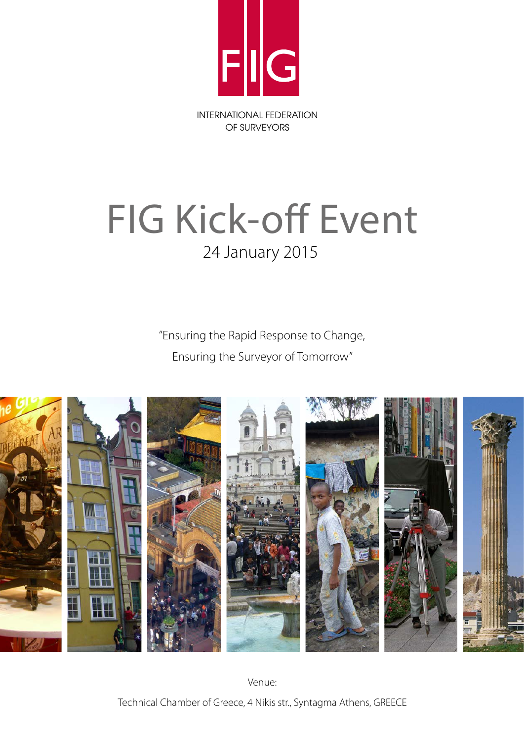FIG

INTERNATIONAL FEDERATION OF SURVEYORS

# FIG Kick-off Event

24 January 2015

"Ensuring the Rapid Response to Change, Ensuring the Surveyor of Tomorrow"

Venue:

Technical Chamber of Greece, 4 Nikis str., Syntagma Athens, GREECE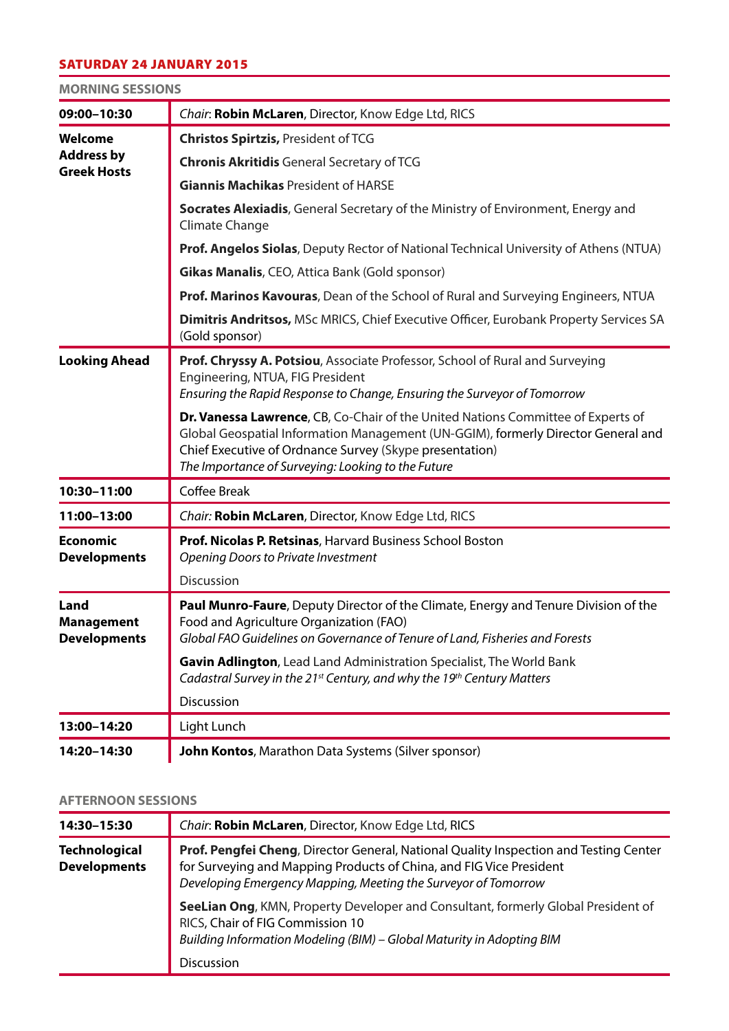## SATURDAY 24 JANUARY 2015

### MORNING SESSIONS

| | |
|---|---|
| **09:00–10:30** | *Chair*: **Robin McLaren**, Director, Know Edge Ltd, RICS |
| **Welcome Address by Greek Hosts** | **Christos Spirtzis,** President of TCG |
| | **Chronis Akritidis** General Secretary of TCG |
| | **Giannis Machikas** President of HARSE |
| | **Socrates Alexiadis**, General Secretary of the Ministry of Environment, Energy and Climate Change |
| | **Prof. Angelos Siolas**, Deputy Rector of National Technical University of Athens (NTUA) |
| | **Gikas Manalis**, CEO, Attica Bank (Gold sponsor) |
| | **Prof. Marinos Kavouras**, Dean of the School of Rural and Surveying Engineers, NTUA |
| | **Dimitris Andritsos,** MSc MRICS, Chief Executive Officer, Eurobank Property Services SA (Gold sponsor) |
| **Looking Ahead** | **Prof. Chryssy A. Potsiou**, Associate Professor, School of Rural and Surveying Engineering, NTUA, FIG President *Ensuring the Rapid Response to Change, Ensuring the Surveyor of Tomorrow* |
| | **Dr. Vanessa Lawrence**, CB, Co-Chair of the United Nations Committee of Experts of Global Geospatial Information Management (UN-GGIM), formerly Director General and Chief Executive of Ordnance Survey (Skype presentation) *The Importance of Surveying: Looking to the Future* |
| **10:30–11:00** | Coffee Break |
| **11:00–13:00** | *Chair:* **Robin McLaren**, Director, Know Edge Ltd, RICS |
| **Economic Developments** | **Prof. Nicolas P. Retsinas**, Harvard Business School Boston *Opening Doors to Private Investment* |
| | Discussion |
| **Land Management Developments** | **Paul Munro-Faure**, Deputy Director of the Climate, Energy and Tenure Division of the Food and Agriculture Organization (FAO) *Global FAO Guidelines on Governance of Tenure of Land, Fisheries and Forests* |
| | **Gavin Adlington**, Lead Land Administration Specialist, The World Bank *Cadastral Survey in the 21st Century, and why the 19th Century Matters* |
| | Discussion |
| **13:00–14:20** | Light Lunch |
| **14:20–14:30** | **John Kontos**, Marathon Data Systems (Silver sponsor) |

### AFTERNOON SESSIONS

| | |
|---|---|
| **14:30–15:30** | *Chair*: **Robin McLaren**, Director, Know Edge Ltd, RICS |
| **Technological Developments** | **Prof. Pengfei Cheng**, Director General, National Quality Inspection and Testing Center for Surveying and Mapping Products of China, and FIG Vice President *Developing Emergency Mapping, Meeting the Surveyor of Tomorrow* |
| | **SeeLian Ong**, KMN, Property Developer and Consultant, formerly Global President of RICS, Chair of FIG Commission 10 *Building Information Modeling (BIM) – Global Maturity in Adopting BIM* |
| | Discussion |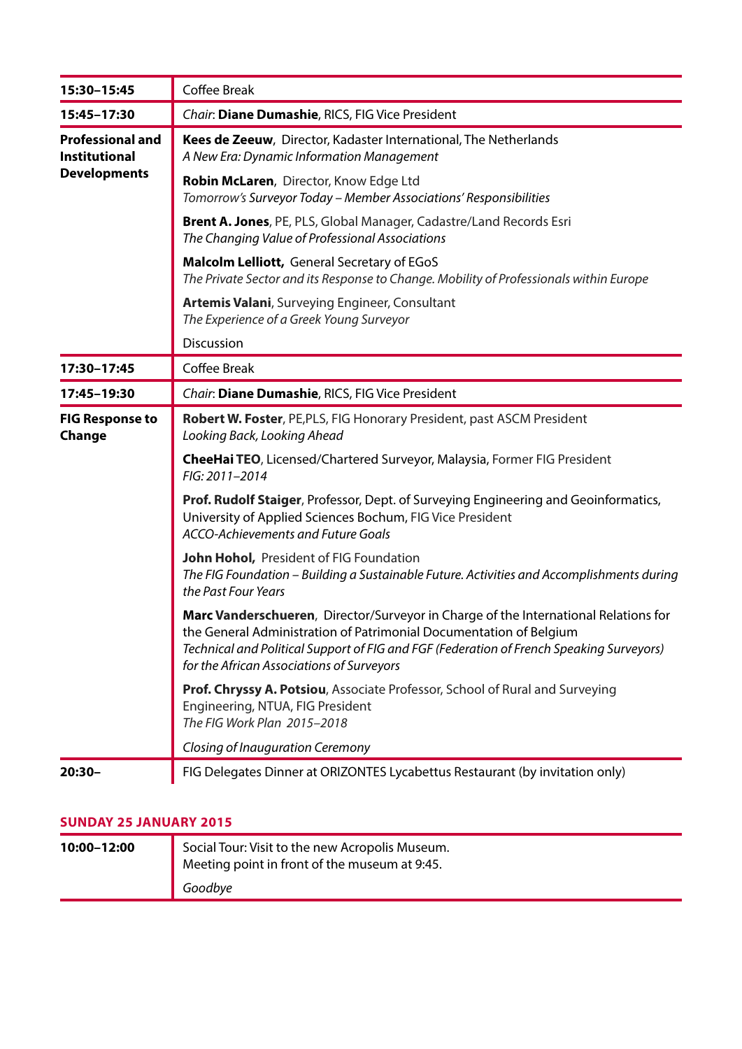| | |
|---|---|
| **15:30–15:45** | Coffee Break |
| **15:45–17:30** | *Chair*: **Diane Dumashie**, RICS, FIG Vice President |
| **Professional and Institutional Developments** | **Kees de Zeeuw**, Director, Kadaster International, The Netherlands<br>*A New Era: Dynamic Information Management* |
| | **Robin McLaren**, Director, Know Edge Ltd<br>*Tomorrow's Surveyor Today – Member Associations' Responsibilities* |
| | **Brent A. Jones**, PE, PLS, Global Manager, Cadastre/Land Records Esri<br>*The Changing Value of Professional Associations* |
| | **Malcolm Lelliott**, General Secretary of EGoS<br>*The Private Sector and its Response to Change. Mobility of Professionals within Europe* |
| | **Artemis Valani**, Surveying Engineer, Consultant<br>*The Experience of a Greek Young Surveyor* |
| | Discussion |
| **17:30–17:45** | Coffee Break |
| **17:45–19:30** | *Chair*: **Diane Dumashie**, RICS, FIG Vice President |
| **FIG Response to Change** | **Robert W. Foster**, PE,PLS, FIG Honorary President, past ASCM President<br>*Looking Back, Looking Ahead* |
| | **CheeHai TEO**, Licensed/Chartered Surveyor, Malaysia, Former FIG President<br>*FIG: 2011–2014* |
| | **Prof. Rudolf Staiger**, Professor, Dept. of Surveying Engineering and Geoinformatics, University of Applied Sciences Bochum, FIG Vice President<br>*ACCO-Achievements and Future Goals* |
| | **John Hohol**, President of FIG Foundation<br>*The FIG Foundation – Building a Sustainable Future. Activities and Accomplishments during the Past Four Years* |
| | **Marc Vanderschueren**, Director/Surveyor in Charge of the International Relations for the General Administration of Patrimonial Documentation of Belgium<br>*Technical and Political Support of FIG and FGF (Federation of French Speaking Surveyors) for the African Associations of Surveyors* |
| | **Prof. Chryssy A. Potsiou**, Associate Professor, School of Rural and Surveying Engineering, NTUA, FIG President<br>*The FIG Work Plan 2015–2018* |
| | *Closing of Inauguration Ceremony* |
| **20:30–** | FIG Delegates Dinner at ORIZONTES Lycabettus Restaurant (by invitation only) |

## SUNDAY 25 JANUARY 2015

| | |
|---|---|
| **10:00–12:00** | Social Tour: Visit to the new Acropolis Museum.<br>Meeting point in front of the museum at 9:45. |
| | *Goodbye* |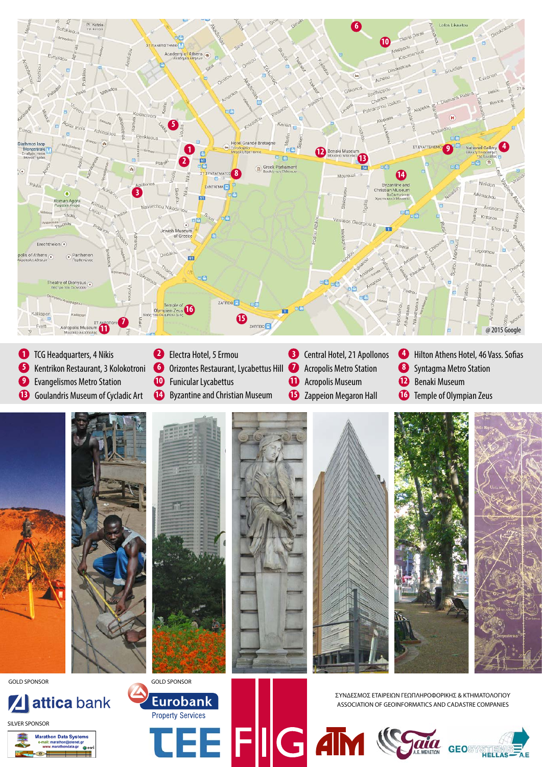1. TCG Headquarters, 4 Nikis
2. Electra Hotel, 5 Ermou
3. Central Hotel, 21 Apollonos
4. Hilton Athens Hotel, 46 Vass. Sofias
5. Kentrikon Restaurant, 3 Kolokotroni
6. Orizontes Restaurant, Lycabettus Hill
7. Acropolis Metro Station
8. Syntagma Metro Station
9. Evangelismos Metro Station
10. Funicular Lycabettus
11. Acropolis Museum
12. Benaki Museum
13. Goulandris Museum of Cycladic Art
14. Byzantine and Christian Museum
15. Zappeion Megaron Hall
16. Temple of Olympian Zeus

GOLD SPONSOR

attica bank

GOLD SPONSOR

Eurobank Property Services

SILVER SPONSOR

Marathon Data Systems
e-mail: marathon@otenet.gr
www.marathondata.gr

ΣΥΝΔΕΣΜΟΣ ΕΤΑΙΡΕΙΩΝ ΓΕΩΠΛΗΡΟΦΟΡΙΚΗΣ & ΚΤΗΜΑΤΟΛΟΓΙΟΥ
ASSOCIATION OF GEOINFORMATICS AND CADASTRE COMPANIES

TEE FIG ATM Gaia A.E. ΜΕΛΕΤΩΝ GEOSYSTEMS HELLAS A.E